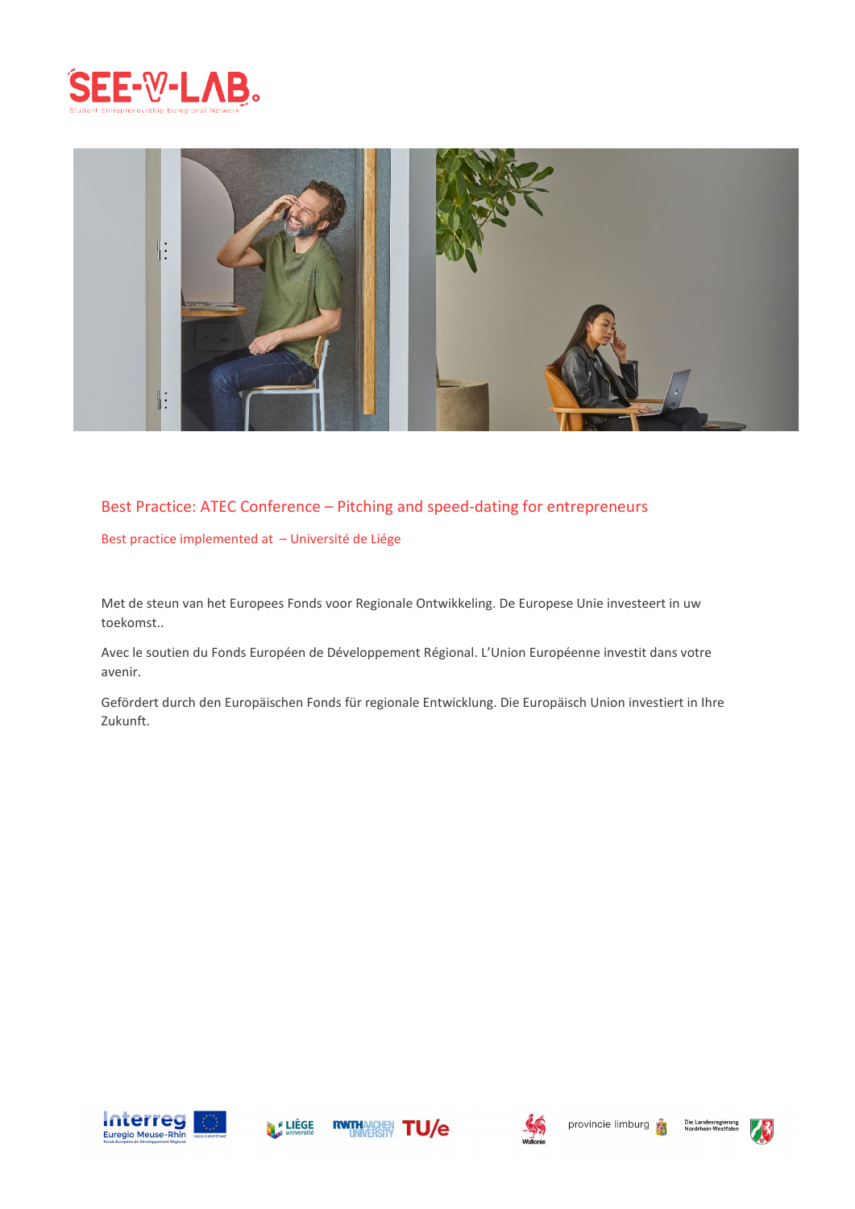# Best Practice: ATEC Conference – Pitching and speed-dating for entrepreneurs

Best practice implemented at – Université de Liége

Met de steun van het Europees Fonds voor Regionale Ontwikkeling. De Europese Unie investeert in uw toekomst..

Avec le soutien du Fonds Européen de Développement Régional. L'Union Européenne investit dans votre avenir.

Gefördert durch den Europäischen Fonds für regionale Entwicklung. Die Europäisch Union investiert in Ihre Zukunft.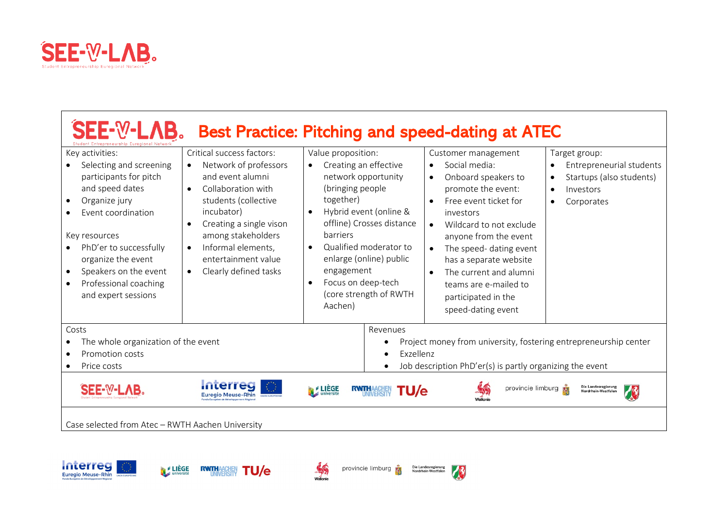# Best Practice: Pitching and speed-dating at ATEC

| Key activities: | Critical success factors: | Value proposition: | Customer management | Target group: |
|---|---|---|---|---|
| • Selecting and screening participants for pitch and speed dates<br>• Organize jury<br>• Event coordination<br><br>Key resources<br>• PhD'er to successfully organize the event<br>• Speakers on the event<br>• Professional coaching and expert sessions | • Network of professors and event alumni<br>• Collaboration with students (collective incubator)<br>• Creating a single vison among stakeholders<br>• Informal elements, entertainment value<br>• Clearly defined tasks | • Creating an effective network opportunity (bringing people together)<br>• Hybrid event (online & offline) Crosses distance barriers<br>• Qualified moderator to enlarge (online) public engagement<br>• Focus on deep-tech (core strength of RWTH Aachen) | • Social media:<br>• Onboard speakers to promote the event:<br>• Free event ticket for investors<br>• Wildcard to not exclude anyone from the event<br>• The speed- dating event has a separate website<br>• The current and alumni teams are e-mailed to participated in the speed-dating event | • Entrepreneurial students<br>• Startups (also students)<br>• Investors<br>• Corporates |

| Costs | Revenues |
|---|---|
| • The whole organization of the event<br>• Promotion costs<br>• Price costs | • Project money from university, fostering entrepreneurship center<br>• Exzellenz<br>• Job description PhD'er(s) is partly organizing the event |

Case selected from Atec – RWTH Aachen University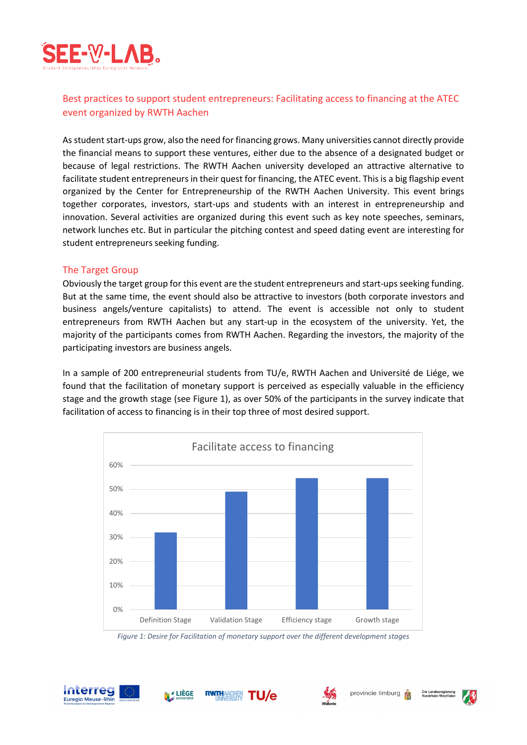## Best practices to support student entrepreneurs: Facilitating access to financing at the ATEC event organized by RWTH Aachen

As student start-ups grow, also the need for financing grows. Many universities cannot directly provide the financial means to support these ventures, either due to the absence of a designated budget or because of legal restrictions. The RWTH Aachen university developed an attractive alternative to facilitate student entrepreneurs in their quest for financing, the ATEC event. This is a big flagship event organized by the Center for Entrepreneurship of the RWTH Aachen University. This event brings together corporates, investors, start-ups and students with an interest in entrepreneurship and innovation. Several activities are organized during this event such as key note speeches, seminars, network lunches etc. But in particular the pitching contest and speed dating event are interesting for student entrepreneurs seeking funding.

### The Target Group

Obviously the target group for this event are the student entrepreneurs and start-ups seeking funding. But at the same time, the event should also be attractive to investors (both corporate investors and business angels/venture capitalists) to attend. The event is accessible not only to student entrepreneurs from RWTH Aachen but any start-up in the ecosystem of the university. Yet, the majority of the participants comes from RWTH Aachen. Regarding the investors, the majority of the participating investors are business angels.

In a sample of 200 entrepreneurial students from TU/e, RWTH Aachen and Université de Liége, we found that the facilitation of monetary support is perceived as especially valuable in the efficiency stage and the growth stage (see Figure 1), as over 50% of the participants in the survey indicate that facilitation of access to financing is in their top three of most desired support.

**Facilitate access to financing**

| Stage | Value |
|---|---|
| Definition Stage | ~32% |
| Validation Stage | ~49% |
| Efficiency stage | ~55% |
| Growth stage | ~55% |

*Figure 1: Desire for Facilitation of monetary support over the different development stages*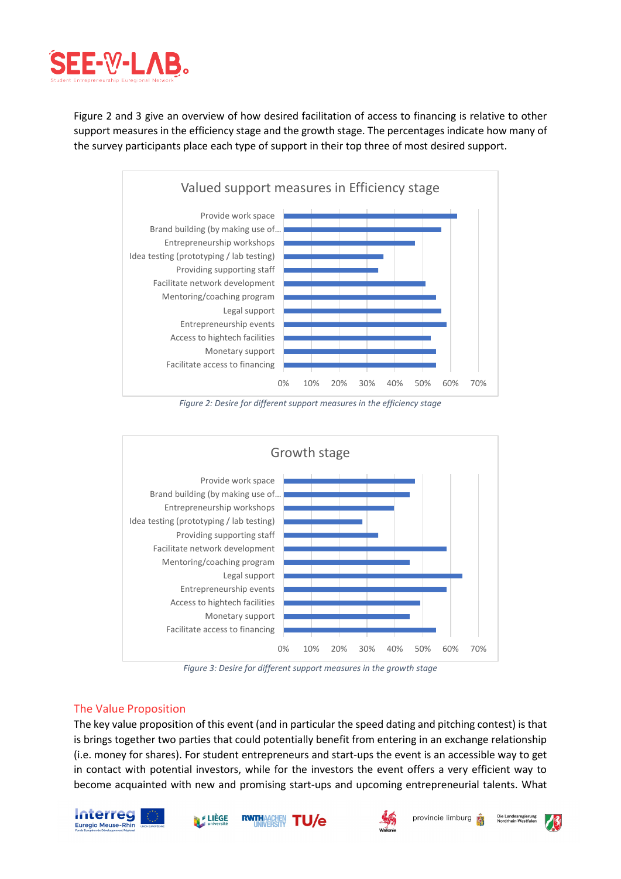Figure 2 and 3 give an overview of how desired facilitation of access to financing is relative to other support measures in the efficiency stage and the growth stage. The percentages indicate how many of the survey participants place each type of support in their top three of most desired support.

*Figure 2: Desire for different support measures in the efficiency stage*

*Figure 3: Desire for different support measures in the growth stage*

## The Value Proposition

The key value proposition of this event (and in particular the speed dating and pitching contest) is that is brings together two parties that could potentially benefit from entering in an exchange relationship (i.e. money for shares). For student entrepreneurs and start-ups the event is an accessible way to get in contact with potential investors, while for the investors the event offers a very efficient way to become acquainted with new and promising start-ups and upcoming entrepreneurial talents. What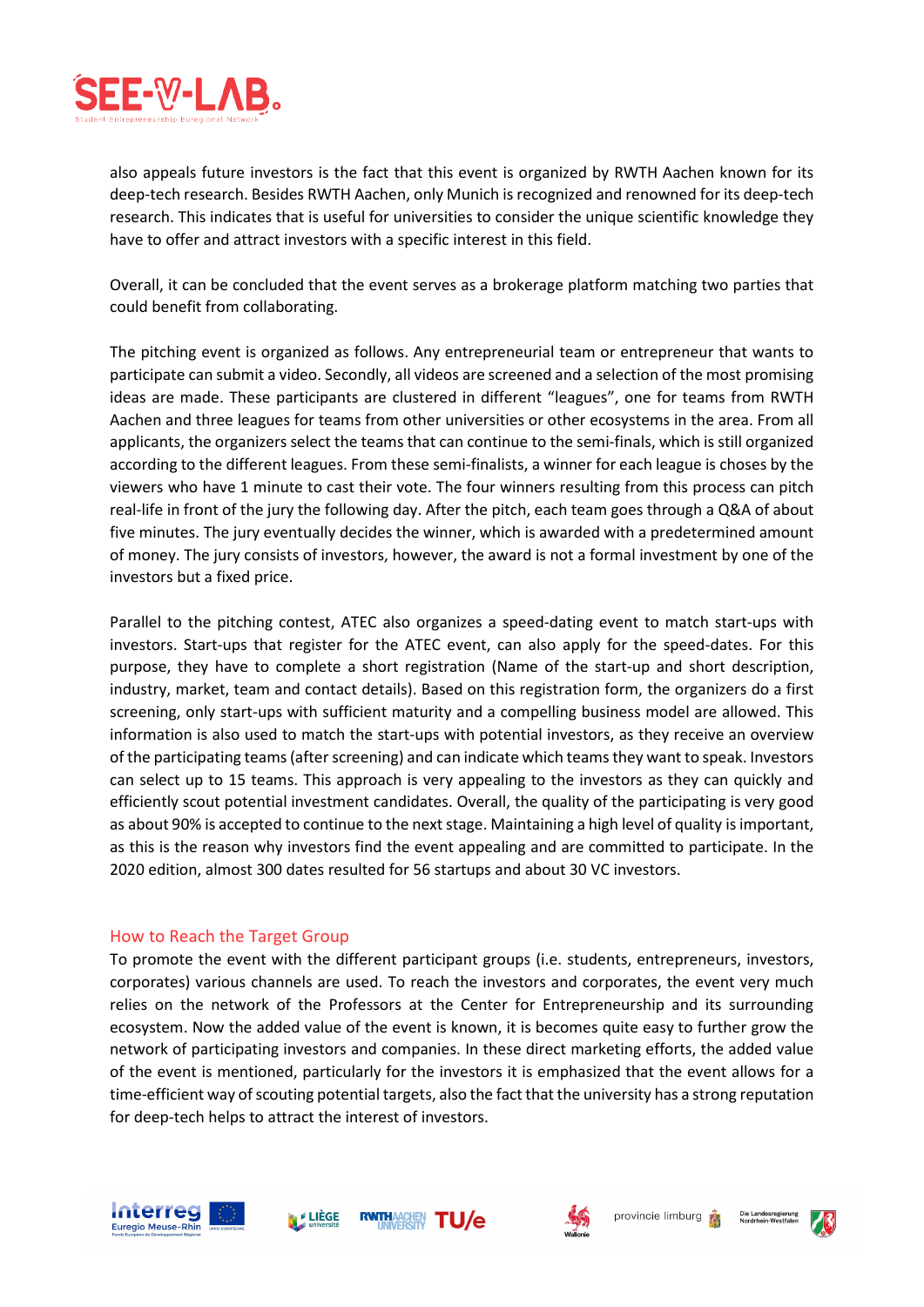also appeals future investors is the fact that this event is organized by RWTH Aachen known for its deep-tech research. Besides RWTH Aachen, only Munich is recognized and renowned for its deep-tech research. This indicates that is useful for universities to consider the unique scientific knowledge they have to offer and attract investors with a specific interest in this field.

Overall, it can be concluded that the event serves as a brokerage platform matching two parties that could benefit from collaborating.

The pitching event is organized as follows. Any entrepreneurial team or entrepreneur that wants to participate can submit a video. Secondly, all videos are screened and a selection of the most promising ideas are made. These participants are clustered in different "leagues", one for teams from RWTH Aachen and three leagues for teams from other universities or other ecosystems in the area. From all applicants, the organizers select the teams that can continue to the semi-finals, which is still organized according to the different leagues. From these semi-finalists, a winner for each league is choses by the viewers who have 1 minute to cast their vote. The four winners resulting from this process can pitch real-life in front of the jury the following day. After the pitch, each team goes through a Q&A of about five minutes. The jury eventually decides the winner, which is awarded with a predetermined amount of money. The jury consists of investors, however, the award is not a formal investment by one of the investors but a fixed price.

Parallel to the pitching contest, ATEC also organizes a speed-dating event to match start-ups with investors. Start-ups that register for the ATEC event, can also apply for the speed-dates. For this purpose, they have to complete a short registration (Name of the start-up and short description, industry, market, team and contact details). Based on this registration form, the organizers do a first screening, only start-ups with sufficient maturity and a compelling business model are allowed. This information is also used to match the start-ups with potential investors, as they receive an overview of the participating teams (after screening) and can indicate which teams they want to speak. Investors can select up to 15 teams. This approach is very appealing to the investors as they can quickly and efficiently scout potential investment candidates. Overall, the quality of the participating is very good as about 90% is accepted to continue to the next stage. Maintaining a high level of quality is important, as this is the reason why investors find the event appealing and are committed to participate. In the 2020 edition, almost 300 dates resulted for 56 startups and about 30 VC investors.

## How to Reach the Target Group

To promote the event with the different participant groups (i.e. students, entrepreneurs, investors, corporates) various channels are used. To reach the investors and corporates, the event very much relies on the network of the Professors at the Center for Entrepreneurship and its surrounding ecosystem. Now the added value of the event is known, it is becomes quite easy to further grow the network of participating investors and companies. In these direct marketing efforts, the added value of the event is mentioned, particularly for the investors it is emphasized that the event allows for a time-efficient way of scouting potential targets, also the fact that the university has a strong reputation for deep-tech helps to attract the interest of investors.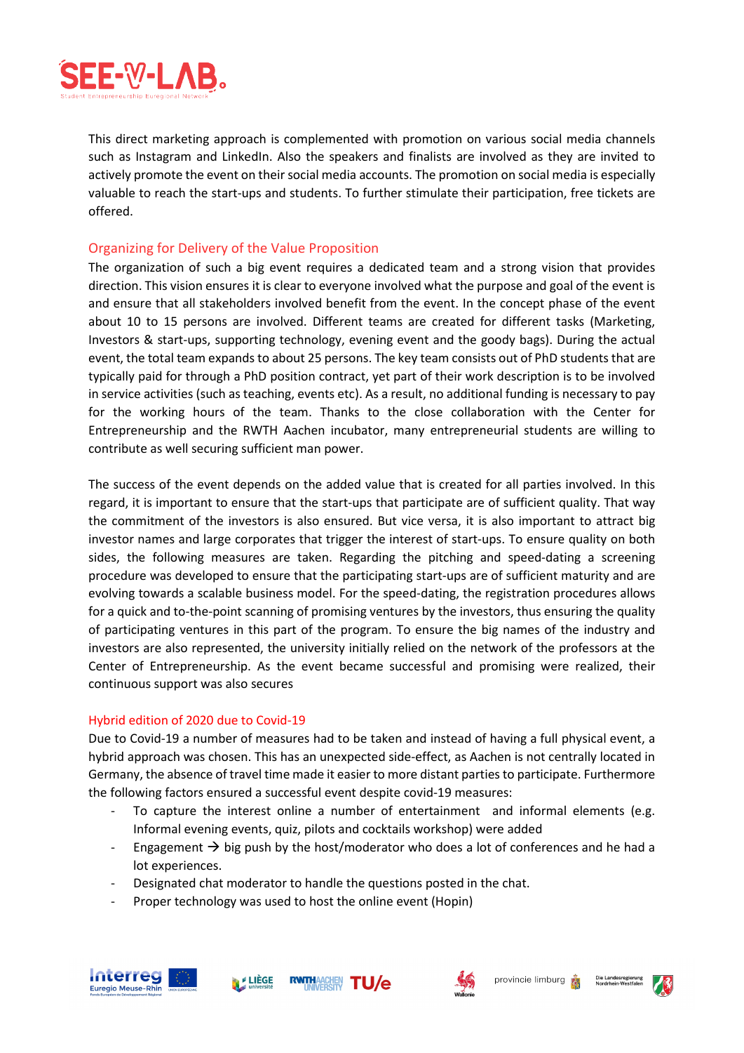This direct marketing approach is complemented with promotion on various social media channels such as Instagram and LinkedIn. Also the speakers and finalists are involved as they are invited to actively promote the event on their social media accounts. The promotion on social media is especially valuable to reach the start-ups and students. To further stimulate their participation, free tickets are offered.

## Organizing for Delivery of the Value Proposition

The organization of such a big event requires a dedicated team and a strong vision that provides direction. This vision ensures it is clear to everyone involved what the purpose and goal of the event is and ensure that all stakeholders involved benefit from the event. In the concept phase of the event about 10 to 15 persons are involved. Different teams are created for different tasks (Marketing, Investors & start-ups, supporting technology, evening event and the goody bags). During the actual event, the total team expands to about 25 persons. The key team consists out of PhD students that are typically paid for through a PhD position contract, yet part of their work description is to be involved in service activities (such as teaching, events etc). As a result, no additional funding is necessary to pay for the working hours of the team. Thanks to the close collaboration with the Center for Entrepreneurship and the RWTH Aachen incubator, many entrepreneurial students are willing to contribute as well securing sufficient man power.

The success of the event depends on the added value that is created for all parties involved. In this regard, it is important to ensure that the start-ups that participate are of sufficient quality. That way the commitment of the investors is also ensured. But vice versa, it is also important to attract big investor names and large corporates that trigger the interest of start-ups. To ensure quality on both sides, the following measures are taken. Regarding the pitching and speed-dating a screening procedure was developed to ensure that the participating start-ups are of sufficient maturity and are evolving towards a scalable business model. For the speed-dating, the registration procedures allows for a quick and to-the-point scanning of promising ventures by the investors, thus ensuring the quality of participating ventures in this part of the program. To ensure the big names of the industry and investors are also represented, the university initially relied on the network of the professors at the Center of Entrepreneurship. As the event became successful and promising were realized, their continuous support was also secures

## Hybrid edition of 2020 due to Covid-19

Due to Covid-19 a number of measures had to be taken and instead of having a full physical event, a hybrid approach was chosen. This has an unexpected side-effect, as Aachen is not centrally located in Germany, the absence of travel time made it easier to more distant parties to participate. Furthermore the following factors ensured a successful event despite covid-19 measures:

- To capture the interest online a number of entertainment and informal elements (e.g. Informal evening events, quiz, pilots and cocktails workshop) were added
- Engagement → big push by the host/moderator who does a lot of conferences and he had a lot experiences.
- Designated chat moderator to handle the questions posted in the chat.
- Proper technology was used to host the online event (Hopin)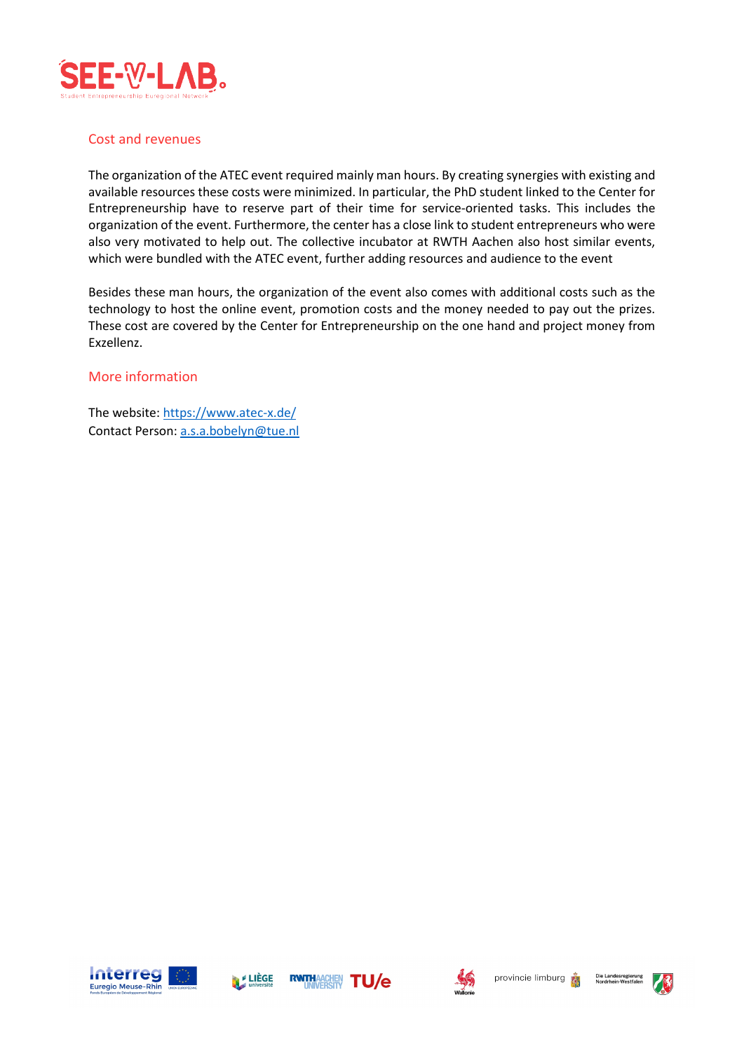## Cost and revenues

The organization of the ATEC event required mainly man hours. By creating synergies with existing and available resources these costs were minimized. In particular, the PhD student linked to the Center for Entrepreneurship have to reserve part of their time for service-oriented tasks. This includes the organization of the event. Furthermore, the center has a close link to student entrepreneurs who were also very motivated to help out. The collective incubator at RWTH Aachen also host similar events, which were bundled with the ATEC event, further adding resources and audience to the event

Besides these man hours, the organization of the event also comes with additional costs such as the technology to host the online event, promotion costs and the money needed to pay out the prizes. These cost are covered by the Center for Entrepreneurship on the one hand and project money from Exzellenz.

## More information

The website: https://www.atec-x.de/
Contact Person: a.s.a.bobelyn@tue.nl